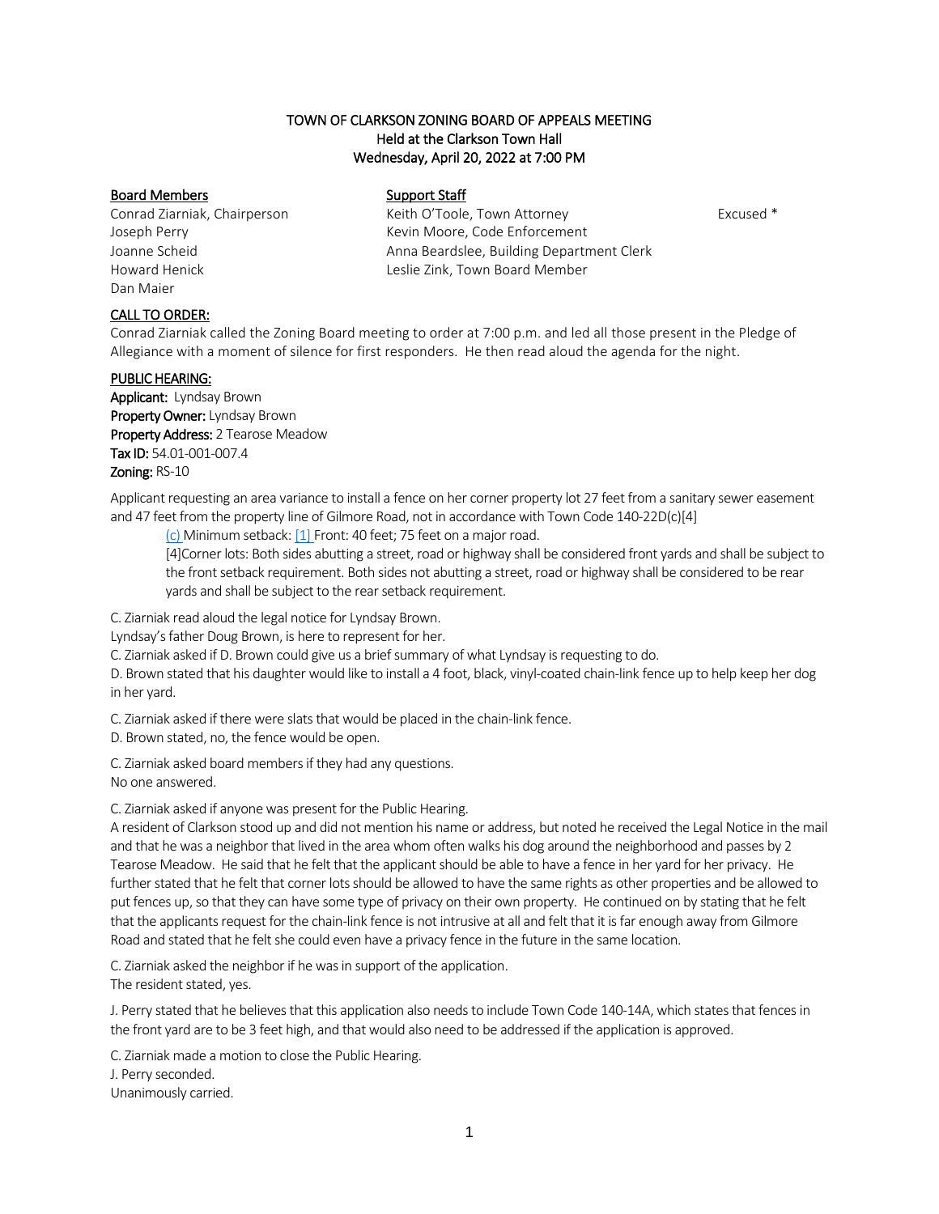# TOWN OF CLARKSON ZONING BOARD OF APPEALS MEETING
## Held at the Clarkson Town Hall
## Wednesday, April 20, 2022 at 7:00 PM

| Board Members | Support Staff | |
|---|---|---|
| Conrad Ziarniak, Chairperson | Keith O'Toole, Town Attorney | Excused * |
| Joseph Perry | Kevin Moore, Code Enforcement | |
| Joanne Scheid | Anna Beardslee, Building Department Clerk | |
| Howard Henick | Leslie Zink, Town Board Member | |
| Dan Maier | | |

**CALL TO ORDER:**

Conrad Ziarniak called the Zoning Board meeting to order at 7:00 p.m. and led all those present in the Pledge of Allegiance with a moment of silence for first responders. He then read aloud the agenda for the night.

**PUBLIC HEARING:**

**Applicant:** Lyndsay Brown
**Property Owner:** Lyndsay Brown
**Property Address:** 2 Tearose Meadow
**Tax ID:** 54.01-001-007.4
**Zoning:** RS-10

Applicant requesting an area variance to install a fence on her corner property lot 27 feet from a sanitary sewer easement and 47 feet from the property line of Gilmore Road, not in accordance with Town Code 140-22D(c)[4]

> (c) Minimum setback: [1] Front: 40 feet; 75 feet on a major road.
>
> [4]Corner lots: Both sides abutting a street, road or highway shall be considered front yards and shall be subject to the front setback requirement. Both sides not abutting a street, road or highway shall be considered to be rear yards and shall be subject to the rear setback requirement.

C. Ziarniak read aloud the legal notice for Lyndsay Brown.

Lyndsay's father Doug Brown, is here to represent for her.

C. Ziarniak asked if D. Brown could give us a brief summary of what Lyndsay is requesting to do.

D. Brown stated that his daughter would like to install a 4 foot, black, vinyl-coated chain-link fence up to help keep her dog in her yard.

C. Ziarniak asked if there were slats that would be placed in the chain-link fence.

D. Brown stated, no, the fence would be open.

C. Ziarniak asked board members if they had any questions.

No one answered.

C. Ziarniak asked if anyone was present for the Public Hearing.

A resident of Clarkson stood up and did not mention his name or address, but noted he received the Legal Notice in the mail and that he was a neighbor that lived in the area whom often walks his dog around the neighborhood and passes by 2 Tearose Meadow. He said that he felt that the applicant should be able to have a fence in her yard for her privacy. He further stated that he felt that corner lots should be allowed to have the same rights as other properties and be allowed to put fences up, so that they can have some type of privacy on their own property. He continued on by stating that he felt that the applicants request for the chain-link fence is not intrusive at all and felt that it is far enough away from Gilmore Road and stated that he felt she could even have a privacy fence in the future in the same location.

C. Ziarniak asked the neighbor if he was in support of the application.

The resident stated, yes.

J. Perry stated that he believes that this application also needs to include Town Code 140-14A, which states that fences in the front yard are to be 3 feet high, and that would also need to be addressed if the application is approved.

C. Ziarniak made a motion to close the Public Hearing.

J. Perry seconded.

Unanimously carried.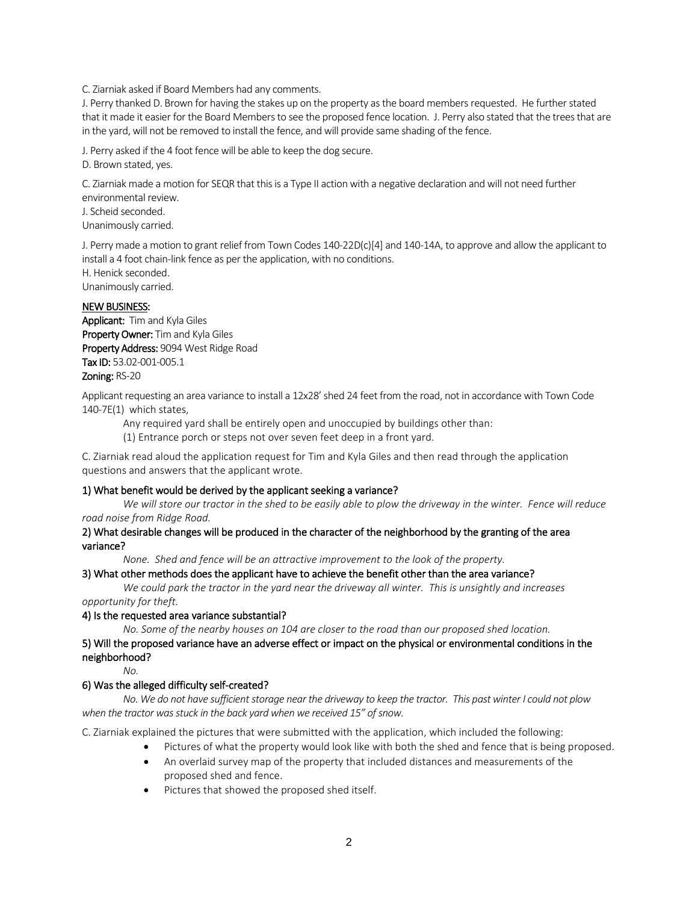C. Ziarniak asked if Board Members had any comments.

J. Perry thanked D. Brown for having the stakes up on the property as the board members requested. He further stated that it made it easier for the Board Members to see the proposed fence location. J. Perry also stated that the trees that are in the yard, will not be removed to install the fence, and will provide same shading of the fence.

J. Perry asked if the 4 foot fence will be able to keep the dog secure.
D. Brown stated, yes.

C. Ziarniak made a motion for SEQR that this is a Type II action with a negative declaration and will not need further environmental review.
J. Scheid seconded.
Unanimously carried.

J. Perry made a motion to grant relief from Town Codes 140-22D(c)[4] and 140-14A, to approve and allow the applicant to install a 4 foot chain-link fence as per the application, with no conditions.
H. Henick seconded.
Unanimously carried.

**NEW BUSINESS:**

**Applicant:** Tim and Kyla Giles
**Property Owner:** Tim and Kyla Giles
**Property Address:** 9094 West Ridge Road
**Tax ID:** 53.02-001-005.1
**Zoning:** RS-20

Applicant requesting an area variance to install a 12x28' shed 24 feet from the road, not in accordance with Town Code 140-7E(1) which states,

> Any required yard shall be entirely open and unoccupied by buildings other than:
> (1) Entrance porch or steps not over seven feet deep in a front yard.

C. Ziarniak read aloud the application request for Tim and Kyla Giles and then read through the application questions and answers that the applicant wrote.

**1) What benefit would be derived by the applicant seeking a variance?**

*We will store our tractor in the shed to be easily able to plow the driveway in the winter. Fence will reduce road noise from Ridge Road.*

**2) What desirable changes will be produced in the character of the neighborhood by the granting of the area variance?**

*None. Shed and fence will be an attractive improvement to the look of the property.*

**3) What other methods does the applicant have to achieve the benefit other than the area variance?**

*We could park the tractor in the yard near the driveway all winter. This is unsightly and increases opportunity for theft.*

**4) Is the requested area variance substantial?**

*No. Some of the nearby houses on 104 are closer to the road than our proposed shed location.*

**5) Will the proposed variance have an adverse effect or impact on the physical or environmental conditions in the neighborhood?**

*No.*

**6) Was the alleged difficulty self-created?**

*No. We do not have sufficient storage near the driveway to keep the tractor. This past winter I could not plow when the tractor was stuck in the back yard when we received 15" of snow.*

C. Ziarniak explained the pictures that were submitted with the application, which included the following:

- Pictures of what the property would look like with both the shed and fence that is being proposed.
- An overlaid survey map of the property that included distances and measurements of the proposed shed and fence.
- Pictures that showed the proposed shed itself.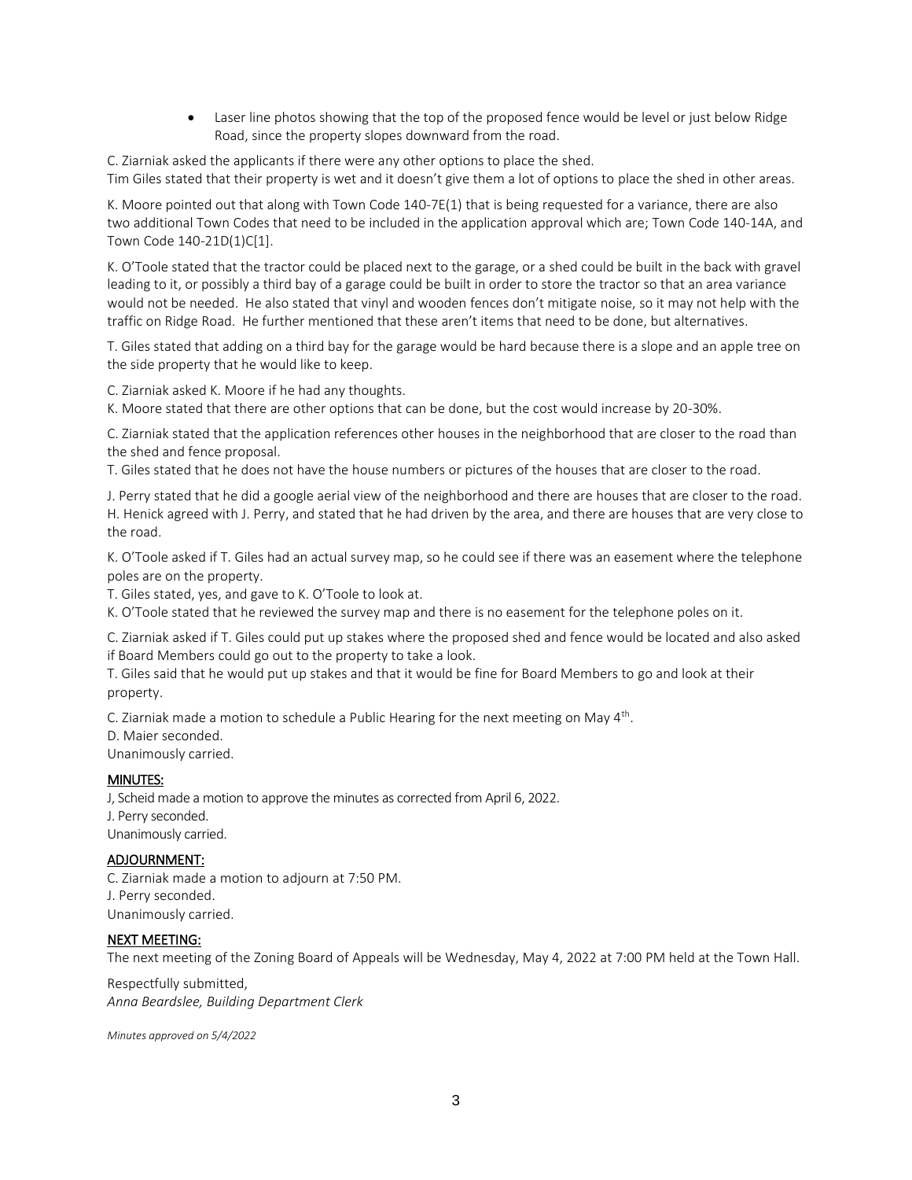- Laser line photos showing that the top of the proposed fence would be level or just below Ridge Road, since the property slopes downward from the road.

C. Ziarniak asked the applicants if there were any other options to place the shed.
Tim Giles stated that their property is wet and it doesn't give them a lot of options to place the shed in other areas.

K. Moore pointed out that along with Town Code 140-7E(1) that is being requested for a variance, there are also two additional Town Codes that need to be included in the application approval which are; Town Code 140-14A, and Town Code 140-21D(1)C[1].

K. O'Toole stated that the tractor could be placed next to the garage, or a shed could be built in the back with gravel leading to it, or possibly a third bay of a garage could be built in order to store the tractor so that an area variance would not be needed. He also stated that vinyl and wooden fences don't mitigate noise, so it may not help with the traffic on Ridge Road. He further mentioned that these aren't items that need to be done, but alternatives.

T. Giles stated that adding on a third bay for the garage would be hard because there is a slope and an apple tree on the side property that he would like to keep.

C. Ziarniak asked K. Moore if he had any thoughts.
K. Moore stated that there are other options that can be done, but the cost would increase by 20-30%.

C. Ziarniak stated that the application references other houses in the neighborhood that are closer to the road than the shed and fence proposal.
T. Giles stated that he does not have the house numbers or pictures of the houses that are closer to the road.

J. Perry stated that he did a google aerial view of the neighborhood and there are houses that are closer to the road.
H. Henick agreed with J. Perry, and stated that he had driven by the area, and there are houses that are very close to the road.

K. O'Toole asked if T. Giles had an actual survey map, so he could see if there was an easement where the telephone poles are on the property.
T. Giles stated, yes, and gave to K. O'Toole to look at.
K. O'Toole stated that he reviewed the survey map and there is no easement for the telephone poles on it.

C. Ziarniak asked if T. Giles could put up stakes where the proposed shed and fence would be located and also asked if Board Members could go out to the property to take a look.
T. Giles said that he would put up stakes and that it would be fine for Board Members to go and look at their property.

C. Ziarniak made a motion to schedule a Public Hearing for the next meeting on May 4th.
D. Maier seconded.
Unanimously carried.

## MINUTES:

J, Scheid made a motion to approve the minutes as corrected from April 6, 2022.
J. Perry seconded.
Unanimously carried.

## ADJOURNMENT:

C. Ziarniak made a motion to adjourn at 7:50 PM.
J. Perry seconded.
Unanimously carried.

## NEXT MEETING:

The next meeting of the Zoning Board of Appeals will be Wednesday, May 4, 2022 at 7:00 PM held at the Town Hall.

Respectfully submitted,
*Anna Beardslee, Building Department Clerk*

*Minutes approved on 5/4/2022*